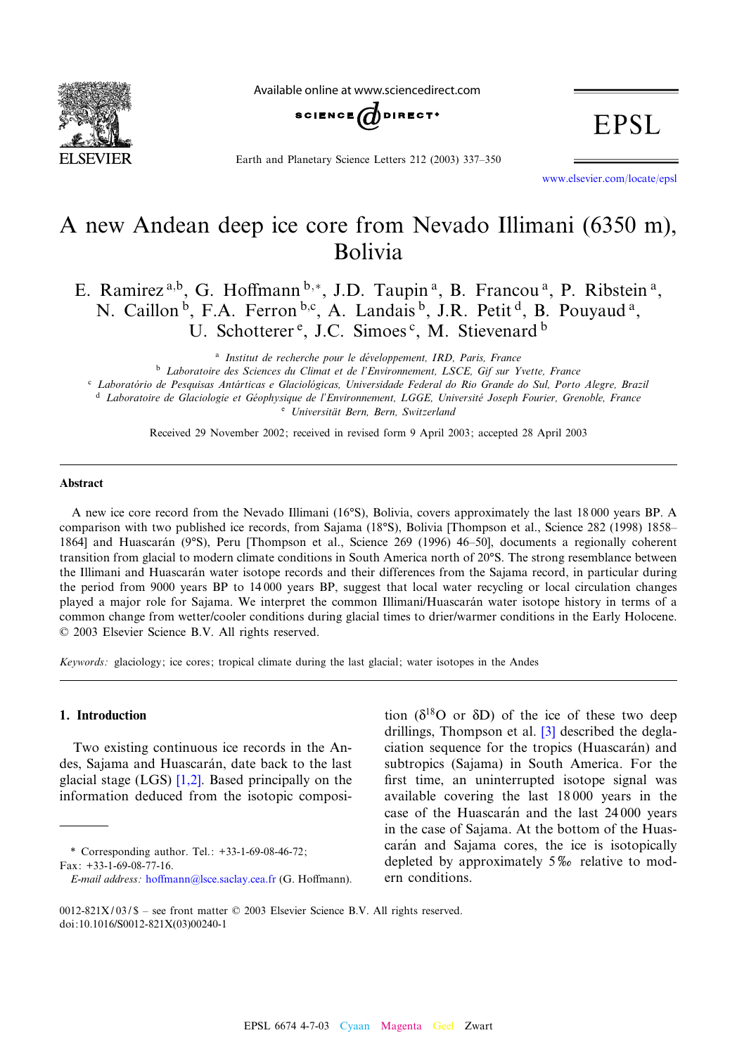# A new Andean deep ice core from Nevado Illimani (6350 m), Bolivia

E. Ramirez [a,b], G. Hoffmann [b,*], J.D. Taupin [a], B. Francou [a], P. Ribstein [a], N. Caillon [b], F.A. Ferron [b,c], A. Landais [b], J.R. Petit [d], B. Pouyaud [a], U. Schotterer [e], J.C. Simoes [c], M. Stievenard [b]

[a] *Institut de recherche pour le développement, IRD, Paris, France*
[b] *Laboratoire des Sciences du Climat et de l'Environnement, LSCE, Gif sur Yvette, France*
[c] *Laboratório de Pesquisas Antárticas e Glaciológicas, Universidade Federal do Rio Grande do Sul, Porto Alegre, Brazil*
[d] *Laboratoire de Glaciologie et Géophysique de l'Environnement, LGGE, Université Joseph Fourier, Grenoble, France*
[e] *Universität Bern, Bern, Switzerland*

Received 29 November 2002; received in revised form 9 April 2003; accepted 28 April 2003

### Abstract

A new ice core record from the Nevado Illimani (16°S), Bolivia, covers approximately the last 18 000 years BP. A comparison with two published ice records, from Sajama (18°S), Bolivia [Thompson et al., Science 282 (1998) 1858–1864] and Huascarán (9°S), Peru [Thompson et al., Science 269 (1996) 46–50], documents a regionally coherent transition from glacial to modern climate conditions in South America north of 20°S. The strong resemblance between the Illimani and Huascarán water isotope records and their differences from the Sajama record, in particular during the period from 9000 years BP to 14 000 years BP, suggest that local water recycling or local circulation changes played a major role for Sajama. We interpret the common Illimani/Huascarán water isotope history in terms of a common change from wetter/cooler conditions during glacial times to drier/warmer conditions in the Early Holocene.
© 2003 Elsevier Science B.V. All rights reserved.

*Keywords:* glaciology; ice cores; tropical climate during the last glacial; water isotopes in the Andes

## 1. Introduction

Two existing continuous ice records in the Andes, Sajama and Huascarán, date back to the last glacial stage (LGS) [1,2]. Based principally on the information deduced from the isotopic composition ($\delta^{18}O$ or $\delta D$) of the ice of these two deep drillings, Thompson et al. [3] described the deglaciation sequence for the tropics (Huascarán) and subtropics (Sajama) in South America. For the first time, an uninterrupted isotope signal was available covering the last 18 000 years in the case of the Huascarán and the last 24 000 years in the case of Sajama. At the bottom of the Huascarán and Sajama cores, the ice is isotopically depleted by approximately 5‰ relative to modern conditions.

---

\* Corresponding author. Tel.: +33-1-69-08-46-72; Fax: +33-1-69-08-77-16.
*E-mail address:* hoffmann@lsce.saclay.cea.fr (G. Hoffmann).

0012-821X/03/$ – see front matter © 2003 Elsevier Science B.V. All rights reserved.
doi:10.1016/S0012-821X(03)00240-1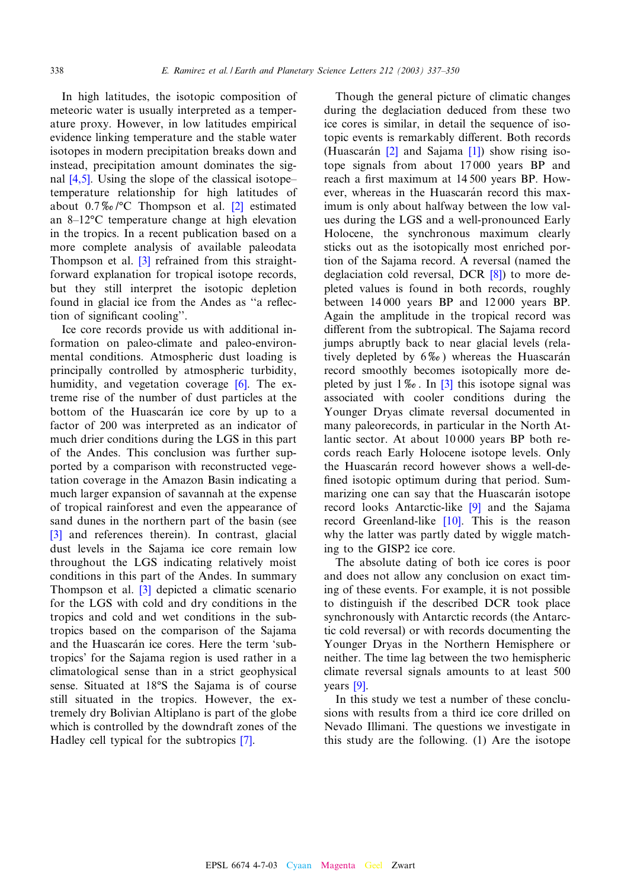In high latitudes, the isotopic composition of meteoric water is usually interpreted as a temperature proxy. However, in low latitudes empirical evidence linking temperature and the stable water isotopes in modern precipitation breaks down and instead, precipitation amount dominates the signal [4,5]. Using the slope of the classical isotope–temperature relationship for high latitudes of about 0.7‰/°C Thompson et al. [2] estimated an 8–12°C temperature change at high elevation in the tropics. In a recent publication based on a more complete analysis of available paleodata Thompson et al. [3] refrained from this straightforward explanation for tropical isotope records, but they still interpret the isotopic depletion found in glacial ice from the Andes as "a reflection of significant cooling".

Ice core records provide us with additional information on paleo-climate and paleo-environmental conditions. Atmospheric dust loading is principally controlled by atmospheric turbidity, humidity, and vegetation coverage [6]. The extreme rise of the number of dust particles at the bottom of the Huascarán ice core by up to a factor of 200 was interpreted as an indicator of much drier conditions during the LGS in this part of the Andes. This conclusion was further supported by a comparison with reconstructed vegetation coverage in the Amazon Basin indicating a much larger expansion of savannah at the expense of tropical rainforest and even the appearance of sand dunes in the northern part of the basin (see [3] and references therein). In contrast, glacial dust levels in the Sajama ice core remain low throughout the LGS indicating relatively moist conditions in this part of the Andes. In summary Thompson et al. [3] depicted a climatic scenario for the LGS with cold and dry conditions in the tropics and cold and wet conditions in the subtropics based on the comparison of the Sajama and the Huascarán ice cores. Here the term 'subtropics' for the Sajama region is used rather in a climatological sense than in a strict geophysical sense. Situated at 18°S the Sajama is of course still situated in the tropics. However, the extremely dry Bolivian Altiplano is part of the globe which is controlled by the downdraft zones of the Hadley cell typical for the subtropics [7].

Though the general picture of climatic changes during the deglaciation deduced from these two ice cores is similar, in detail the sequence of isotopic events is remarkably different. Both records (Huascarán [2] and Sajama [1]) show rising isotope signals from about 17 000 years BP and reach a first maximum at 14 500 years BP. However, whereas in the Huascarán record this maximum is only about halfway between the low values during the LGS and a well-pronounced Early Holocene, the synchronous maximum clearly sticks out as the isotopically most enriched portion of the Sajama record. A reversal (named the deglaciation cold reversal, DCR [8]) to more depleted values is found in both records, roughly between 14 000 years BP and 12 000 years BP. Again the amplitude in the tropical record was different from the subtropical. The Sajama record jumps abruptly back to near glacial levels (relatively depleted by 6‰) whereas the Huascarán record smoothly becomes isotopically more depleted by just 1‰. In [3] this isotope signal was associated with cooler conditions during the Younger Dryas climate reversal documented in many paleorecords, in particular in the North Atlantic sector. At about 10 000 years BP both records reach Early Holocene isotope levels. Only the Huascarán record however shows a well-defined isotopic optimum during that period. Summarizing one can say that the Huascarán isotope record looks Antarctic-like [9] and the Sajama record Greenland-like [10]. This is the reason why the latter was partly dated by wiggle matching to the GISP2 ice core.

The absolute dating of both ice cores is poor and does not allow any conclusion on exact timing of these events. For example, it is not possible to distinguish if the described DCR took place synchronously with Antarctic records (the Antarctic cold reversal) or with records documenting the Younger Dryas in the Northern Hemisphere or neither. The time lag between the two hemispheric climate reversal signals amounts to at least 500 years [9].

In this study we test a number of these conclusions with results from a third ice core drilled on Nevado Illimani. The questions we investigate in this study are the following. (1) Are the isotope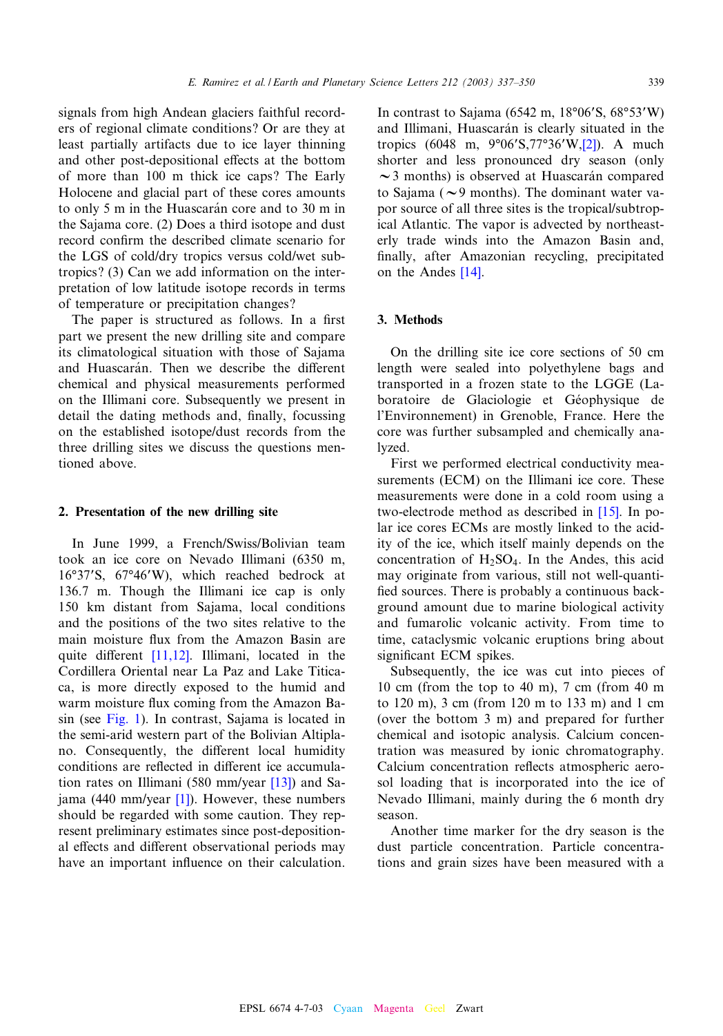signals from high Andean glaciers faithful recorders of regional climate conditions? Or are they at least partially artifacts due to ice layer thinning and other post-depositional effects at the bottom of more than 100 m thick ice caps? The Early Holocene and glacial part of these cores amounts to only 5 m in the Huascarán core and to 30 m in the Sajama core. (2) Does a third isotope and dust record confirm the described climate scenario for the LGS of cold/dry tropics versus cold/wet subtropics? (3) Can we add information on the interpretation of low latitude isotope records in terms of temperature or precipitation changes?

The paper is structured as follows. In a first part we present the new drilling site and compare its climatological situation with those of Sajama and Huascarán. Then we describe the different chemical and physical measurements performed on the Illimani core. Subsequently we present in detail the dating methods and, finally, focussing on the established isotope/dust records from the three drilling sites we discuss the questions mentioned above.

## 2. Presentation of the new drilling site

In June 1999, a French/Swiss/Bolivian team took an ice core on Nevado Illimani (6350 m, 16°37′S, 67°46′W), which reached bedrock at 136.7 m. Though the Illimani ice cap is only 150 km distant from Sajama, local conditions and the positions of the two sites relative to the main moisture flux from the Amazon Basin are quite different [11,12]. Illimani, located in the Cordillera Oriental near La Paz and Lake Titicaca, is more directly exposed to the humid and warm moisture flux coming from the Amazon Basin (see Fig. 1). In contrast, Sajama is located in the semi-arid western part of the Bolivian Altiplano. Consequently, the different local humidity conditions are reflected in different ice accumulation rates on Illimani (580 mm/year [13]) and Sajama (440 mm/year [1]). However, these numbers should be regarded with some caution. They represent preliminary estimates since post-depositional effects and different observational periods may have an important influence on their calculation. In contrast to Sajama (6542 m, 18°06′S, 68°53′W) and Illimani, Huascarán is clearly situated in the tropics (6048 m, 9°06′S,77°36′W,[2]). A much shorter and less pronounced dry season (only ~3 months) is observed at Huascarán compared to Sajama (~9 months). The dominant water vapor source of all three sites is the tropical/subtropical Atlantic. The vapor is advected by northeasterly trade winds into the Amazon Basin and, finally, after Amazonian recycling, precipitated on the Andes [14].

## 3. Methods

On the drilling site ice core sections of 50 cm length were sealed into polyethylene bags and transported in a frozen state to the LGGE (Laboratoire de Glaciologie et Géophysique de l'Environnement) in Grenoble, France. Here the core was further subsampled and chemically analyzed.

First we performed electrical conductivity measurements (ECM) on the Illimani ice core. These measurements were done in a cold room using a two-electrode method as described in [15]. In polar ice cores ECMs are mostly linked to the acidity of the ice, which itself mainly depends on the concentration of $H_2SO_4$. In the Andes, this acid may originate from various, still not well-quantified sources. There is probably a continuous background amount due to marine biological activity and fumarolic volcanic activity. From time to time, cataclysmic volcanic eruptions bring about significant ECM spikes.

Subsequently, the ice was cut into pieces of 10 cm (from the top to 40 m), 7 cm (from 40 m to 120 m), 3 cm (from 120 m to 133 m) and 1 cm (over the bottom 3 m) and prepared for further chemical and isotopic analysis. Calcium concentration was measured by ionic chromatography. Calcium concentration reflects atmospheric aerosol loading that is incorporated into the ice of Nevado Illimani, mainly during the 6 month dry season.

Another time marker for the dry season is the dust particle concentration. Particle concentrations and grain sizes have been measured with a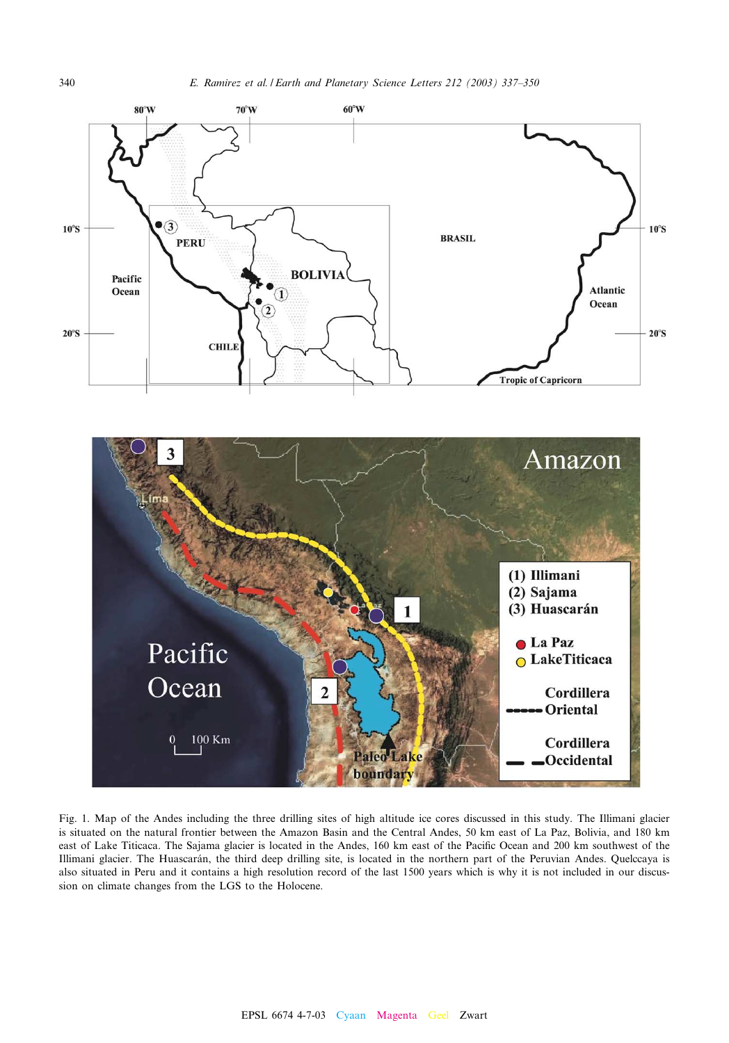Fig. 1. Map of the Andes including the three drilling sites of high altitude ice cores discussed in this study. The Illimani glacier is situated on the natural frontier between the Amazon Basin and the Central Andes, 50 km east of La Paz, Bolivia, and 180 km east of Lake Titicaca. The Sajama glacier is located in the Andes, 160 km east of the Pacific Ocean and 200 km southwest of the Illimani glacier. The Huascarán, the third deep drilling site, is located in the northern part of the Peruvian Andes. Quelccaya is also situated in Peru and it contains a high resolution record of the last 1500 years which is why it is not included in our discussion on climate changes from the LGS to the Holocene.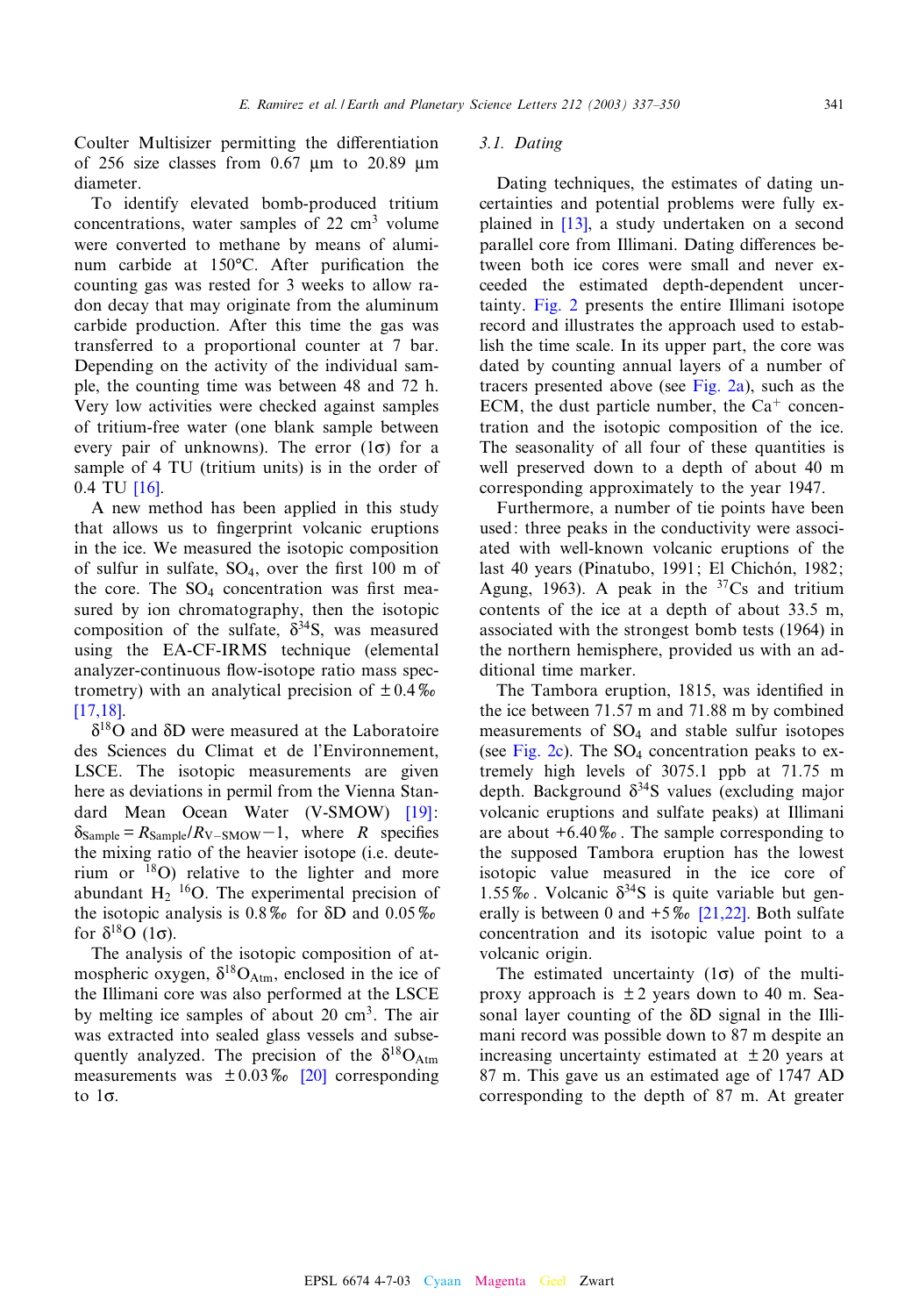Coulter Multisizer permitting the differentiation of 256 size classes from 0.67 μm to 20.89 μm diameter.

To identify elevated bomb-produced tritium concentrations, water samples of 22 $cm^3$ volume were converted to methane by means of aluminum carbide at 150°C. After purification the counting gas was rested for 3 weeks to allow radon decay that may originate from the aluminum carbide production. After this time the gas was transferred to a proportional counter at 7 bar. Depending on the activity of the individual sample, the counting time was between 48 and 72 h. Very low activities were checked against samples of tritium-free water (one blank sample between every pair of unknowns). The error (1σ) for a sample of 4 TU (tritium units) is in the order of 0.4 TU [16].

A new method has been applied in this study that allows us to fingerprint volcanic eruptions in the ice. We measured the isotopic composition of sulfur in sulfate, $SO_4$, over the first 100 m of the core. The $SO_4$ concentration was first measured by ion chromatography, then the isotopic composition of the sulfate, $\delta^{34}S$, was measured using the EA-CF-IRMS technique (elemental analyzer-continuous flow-isotope ratio mass spectrometry) with an analytical precision of ±0.4‰ [17,18].

$\delta^{18}O$ and δD were measured at the Laboratoire des Sciences du Climat et de l'Environnement, LSCE. The isotopic measurements are given here as deviations in permil from the Vienna Standard Mean Ocean Water (V-SMOW) [19]: $\delta_{Sample} = R_{Sample}/R_{V-SMOW} - 1$, where $R$ specifies the mixing ratio of the heavier isotope (i.e. deuterium or $^{18}O$) relative to the lighter and more abundant $H_2\,^{16}O$. The experimental precision of the isotopic analysis is 0.8‰ for δD and 0.05‰ for $\delta^{18}O$ (1σ).

The analysis of the isotopic composition of atmospheric oxygen, $\delta^{18}O_{Atm}$, enclosed in the ice of the Illimani core was also performed at the LSCE by melting ice samples of about 20 $cm^3$. The air was extracted into sealed glass vessels and subsequently analyzed. The precision of the $\delta^{18}O_{Atm}$ measurements was ±0.03‰ [20] corresponding to 1σ.

### 3.1. Dating

Dating techniques, the estimates of dating uncertainties and potential problems were fully explained in [13], a study undertaken on a second parallel core from Illimani. Dating differences between both ice cores were small and never exceeded the estimated depth-dependent uncertainty. Fig. 2 presents the entire Illimani isotope record and illustrates the approach used to establish the time scale. In its upper part, the core was dated by counting annual layers of a number of tracers presented above (see Fig. 2a), such as the ECM, the dust particle number, the $Ca^+$ concentration and the isotopic composition of the ice. The seasonality of all four of these quantities is well preserved down to a depth of about 40 m corresponding approximately to the year 1947.

Furthermore, a number of tie points have been used: three peaks in the conductivity were associated with well-known volcanic eruptions of the last 40 years (Pinatubo, 1991; El Chichón, 1982; Agung, 1963). A peak in the $^{37}Cs$ and tritium contents of the ice at a depth of about 33.5 m, associated with the strongest bomb tests (1964) in the northern hemisphere, provided us with an additional time marker.

The Tambora eruption, 1815, was identified in the ice between 71.57 m and 71.88 m by combined measurements of $SO_4$ and stable sulfur isotopes (see Fig. 2c). The $SO_4$ concentration peaks to extremely high levels of 3075.1 ppb at 71.75 m depth. Background $\delta^{34}S$ values (excluding major volcanic eruptions and sulfate peaks) at Illimani are about +6.40‰. The sample corresponding to the supposed Tambora eruption has the lowest isotopic value measured in the ice core of 1.55‰. Volcanic $\delta^{34}S$ is quite variable but generally is between 0 and +5‰ [21,22]. Both sulfate concentration and its isotopic value point to a volcanic origin.

The estimated uncertainty (1σ) of the multi-proxy approach is ±2 years down to 40 m. Seasonal layer counting of the δD signal in the Illimani record was possible down to 87 m despite an increasing uncertainty estimated at ±20 years at 87 m. This gave us an estimated age of 1747 AD corresponding to the depth of 87 m. At greater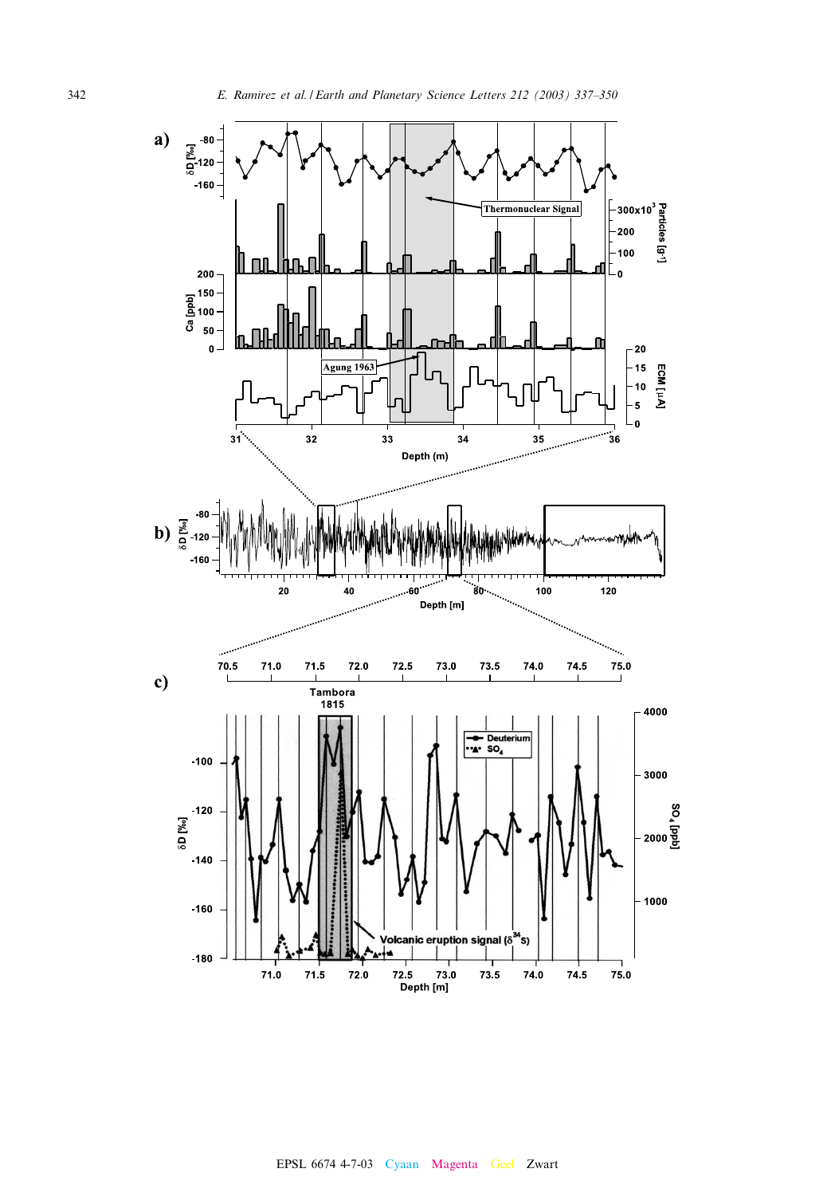a)

δD [‰]

Particles [g⁻¹]

Ca [ppb]

ECM [μA]

Thermonuclear Signal

Agung 1963

Depth (m)

b)

δD [‰]

Depth [m]

c)

Tambora 1815

Deuterium

$SO_4$

δD [‰]

$SO_4$ [ppb]

Volcanic eruption signal ($\delta^{34}S$)

Depth [m]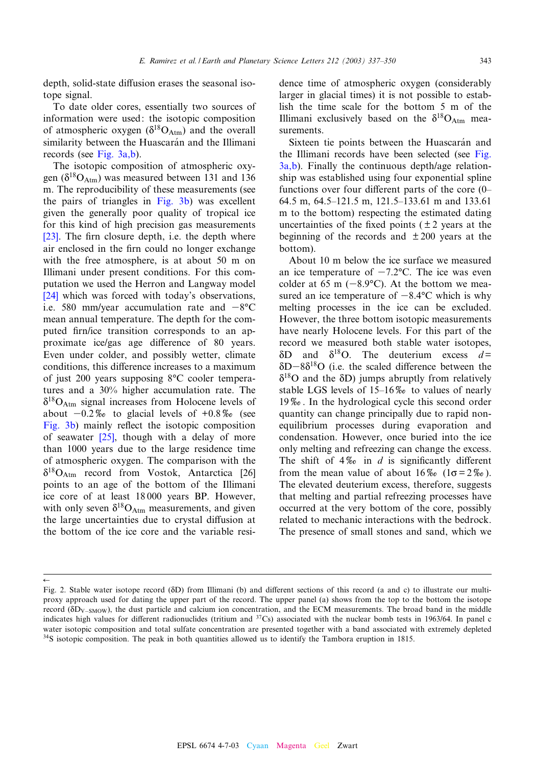depth, solid-state diffusion erases the seasonal isotope signal.

To date older cores, essentially two sources of information were used: the isotopic composition of atmospheric oxygen ($\delta^{18}O_{Atm}$) and the overall similarity between the Huascarán and the Illimani records (see Fig. 3a,b).

The isotopic composition of atmospheric oxygen ($\delta^{18}O_{Atm}$) was measured between 131 and 136 m. The reproducibility of these measurements (see the pairs of triangles in Fig. 3b) was excellent given the generally poor quality of tropical ice for this kind of high precision gas measurements [23]. The firn closure depth, i.e. the depth where air enclosed in the firn could no longer exchange with the free atmosphere, is at about 50 m on Illimani under present conditions. For this computation we used the Herron and Langway model [24] which was forced with today's observations, i.e. 580 mm/year accumulation rate and −8°C mean annual temperature. The depth for the computed firn/ice transition corresponds to an approximate ice/gas age difference of 80 years. Even under colder, and possibly wetter, climate conditions, this difference increases to a maximum of just 200 years supposing 8°C cooler temperatures and a 30% higher accumulation rate. The $\delta^{18}O_{Atm}$ signal increases from Holocene levels of about −0.2‰ to glacial levels of +0.8‰ (see Fig. 3b) mainly reflect the isotopic composition of seawater [25], though with a delay of more than 1000 years due to the large residence time of atmospheric oxygen. The comparison with the $\delta^{18}O_{Atm}$ record from Vostok, Antarctica [26] points to an age of the bottom of the Illimani ice core of at least 18 000 years BP. However, with only seven $\delta^{18}O_{Atm}$ measurements, and given the large uncertainties due to crystal diffusion at the bottom of the ice core and the variable residence time of atmospheric oxygen (considerably larger in glacial times) it is not possible to establish the time scale for the bottom 5 m of the Illimani exclusively based on the $\delta^{18}O_{Atm}$ measurements.

Sixteen tie points between the Huascarán and the Illimani records have been selected (see Fig. 3a,b). Finally the continuous depth/age relationship was established using four exponential spline functions for four different parts of the core (0–64.5 m, 64.5–121.5 m, 121.5–133.61 m and 133.61 m to the bottom) respecting the estimated dating uncertainties of the fixed points (±2 years at the beginning of the records and ±200 years at the bottom).

About 10 m below the ice surface we measured an ice temperature of −7.2°C. The ice was even colder at 65 m (−8.9°C). At the bottom we measured an ice temperature of −8.4°C which is why melting processes in the ice can be excluded. However, the three bottom isotopic measurements have nearly Holocene levels. For this part of the record we measured both stable water isotopes, $\delta D$ and $\delta^{18}O$. The deuterium excess $d = \delta D - 8\delta^{18}O$ (i.e. the scaled difference between the $\delta^{18}O$ and the $\delta D$) jumps abruptly from relatively stable LGS levels of 15–16‰ to values of nearly 19‰. In the hydrological cycle this second order quantity can change principally due to rapid non-equilibrium processes during evaporation and condensation. However, once buried into the ice only melting and refreezing can change the excess. The shift of 4‰ in $d$ is significantly different from the mean value of about 16‰ ($1\sigma = 2$‰). The elevated deuterium excess, therefore, suggests that melting and partial refreezing processes have occurred at the very bottom of the core, possibly related to mechanic interactions with the bedrock. The presence of small stones and sand, which we

←

Fig. 2. Stable water isotope record ($\delta D$) from Illimani (b) and different sections of this record (a and c) to illustrate our multi-proxy approach used for dating the upper part of the record. The upper panel (a) shows from the top to the bottom the isotope record ($\delta D_{V-SMOW}$), the dust particle and calcium ion concentration, and the ECM measurements. The broad band in the middle indicates high values for different radionuclides (tritium and $^{37}Cs$) associated with the nuclear bomb tests in 1963/64. In panel c water isotopic composition and total sulfate concentration are presented together with a band associated with extremely depleted $^{34}S$ isotopic composition. The peak in both quantities allowed us to identify the Tambora eruption in 1815.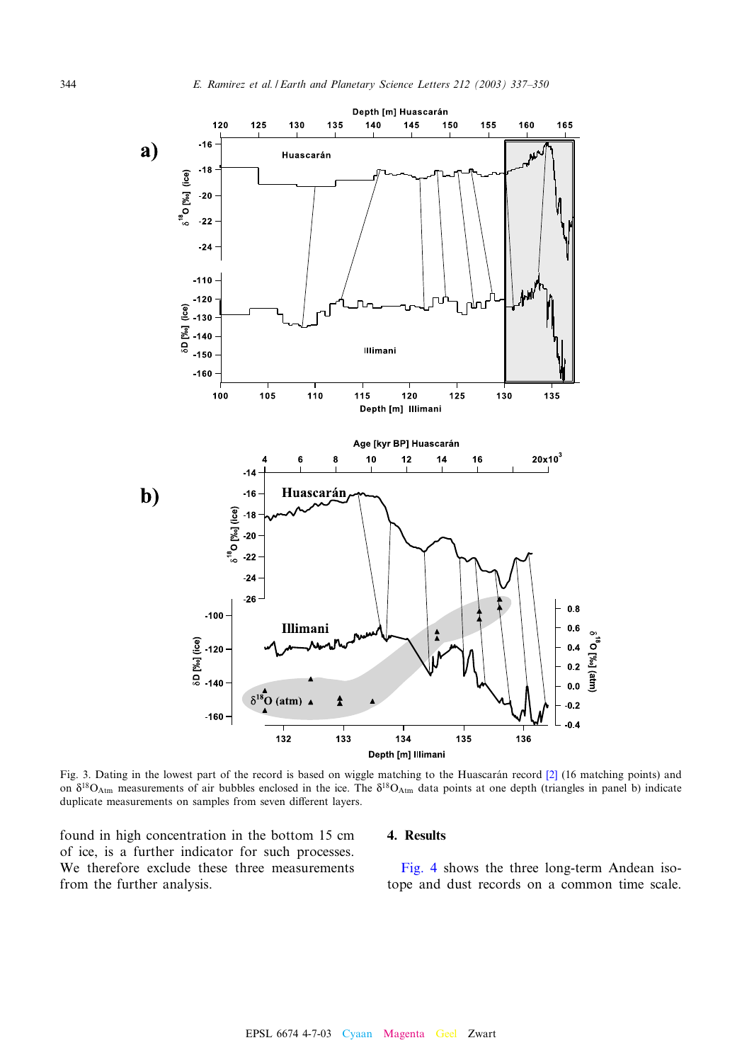Fig. 3. Dating in the lowest part of the record is based on wiggle matching to the Huascarán record [2] (16 matching points) and on $\delta^{18}O_{Atm}$ measurements of air bubbles enclosed in the ice. The $\delta^{18}O_{Atm}$ data points at one depth (triangles in panel b) indicate duplicate measurements on samples from seven different layers.

found in high concentration in the bottom 15 cm of ice, is a further indicator for such processes. We therefore exclude these three measurements from the further analysis.

## 4. Results

Fig. 4 shows the three long-term Andean isotope and dust records on a common time scale.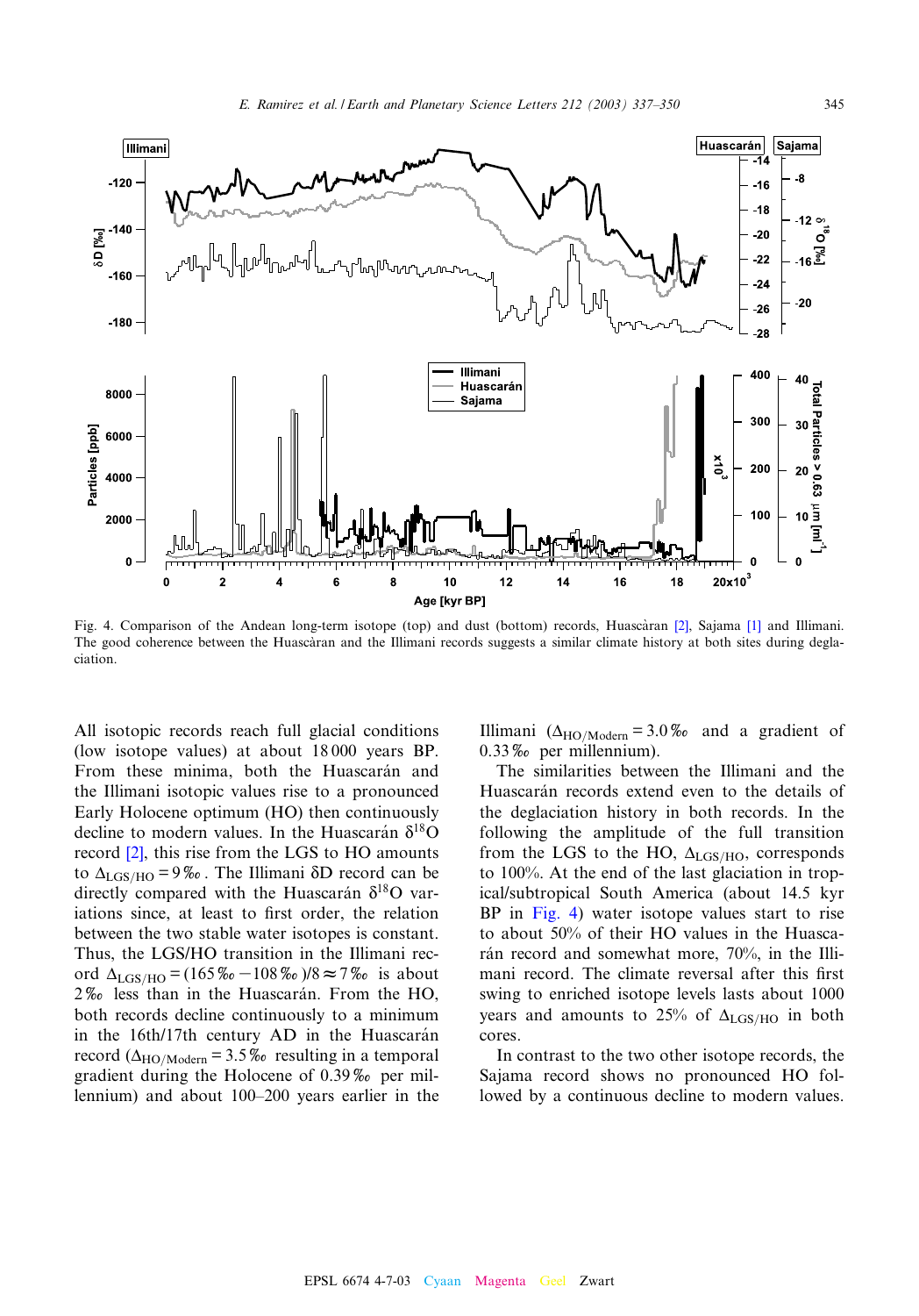Fig. 4. Comparison of the Andean long-term isotope (top) and dust (bottom) records, Huascàran [2], Sajama [1] and Illimani. The good coherence between the Huascàran and the Illimani records suggests a similar climate history at both sites during deglaciation.

All isotopic records reach full glacial conditions (low isotope values) at about 18 000 years BP. From these minima, both the Huascarán and the Illimani isotopic values rise to a pronounced Early Holocene optimum (HO) then continuously decline to modern values. In the Huascarán $\delta^{18}O$ record [2], this rise from the LGS to HO amounts to $\Delta_{LGS/HO} = 9‰$. The Illimani δD record can be directly compared with the Huascarán $\delta^{18}O$ variations since, at least to first order, the relation between the two stable water isotopes is constant. Thus, the LGS/HO transition in the Illimani record $\Delta_{LGS/HO} = (165‰ - 108‰)/8 \approx 7‰$ is about 2‰ less than in the Huascarán. From the HO, both records decline continuously to a minimum in the 16th/17th century AD in the Huascarán record ($\Delta_{HO/Modern} = 3.5‰$ resulting in a temporal gradient during the Holocene of 0.39‰ per millennium) and about 100–200 years earlier in the Illimani ($\Delta_{HO/Modern} = 3.0‰$ and a gradient of 0.33‰ per millennium).

The similarities between the Illimani and the Huascarán records extend even to the details of the deglaciation history in both records. In the following the amplitude of the full transition from the LGS to the HO, $\Delta_{LGS/HO}$, corresponds to 100%. At the end of the last glaciation in tropical/subtropical South America (about 14.5 kyr BP in Fig. 4) water isotope values start to rise to about 50% of their HO values in the Huascarán record and somewhat more, 70%, in the Illimani record. The climate reversal after this first swing to enriched isotope levels lasts about 1000 years and amounts to 25% of $\Delta_{LGS/HO}$ in both cores.

In contrast to the two other isotope records, the Sajama record shows no pronounced HO followed by a continuous decline to modern values.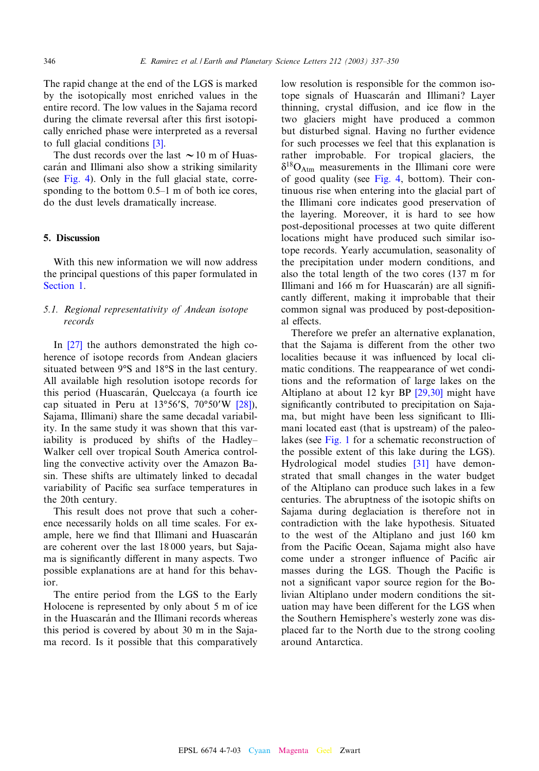The rapid change at the end of the LGS is marked by the isotopically most enriched values in the entire record. The low values in the Sajama record during the climate reversal after this first isotopically enriched phase were interpreted as a reversal to full glacial conditions [3].

The dust records over the last ~10 m of Huascarán and Illimani also show a striking similarity (see Fig. 4). Only in the full glacial state, corresponding to the bottom 0.5–1 m of both ice cores, do the dust levels dramatically increase.

## 5. Discussion

With this new information we will now address the principal questions of this paper formulated in Section 1.

### 5.1. Regional representativity of Andean isotope records

In [27] the authors demonstrated the high coherence of isotope records from Andean glaciers situated between 9°S and 18°S in the last century. All available high resolution isotope records for this period (Huascarán, Quelccaya (a fourth ice cap situated in Peru at 13°56′S, 70°50′W [28]), Sajama, Illimani) share the same decadal variability. In the same study it was shown that this variability is produced by shifts of the Hadley–Walker cell over tropical South America controlling the convective activity over the Amazon Basin. These shifts are ultimately linked to decadal variability of Pacific sea surface temperatures in the 20th century.

This result does not prove that such a coherence necessarily holds on all time scales. For example, here we find that Illimani and Huascarán are coherent over the last 18 000 years, but Sajama is significantly different in many aspects. Two possible explanations are at hand for this behavior.

The entire period from the LGS to the Early Holocene is represented by only about 5 m of ice in the Huascarán and the Illimani records whereas this period is covered by about 30 m in the Sajama record. Is it possible that this comparatively low resolution is responsible for the common isotope signals of Huascarán and Illimani? Layer thinning, crystal diffusion, and ice flow in the two glaciers might have produced a common but disturbed signal. Having no further evidence for such processes we feel that this explanation is rather improbable. For tropical glaciers, the $\delta^{18}O_{Atm}$ measurements in the Illimani core were of good quality (see Fig. 4, bottom). Their continuous rise when entering into the glacial part of the Illimani core indicates good preservation of the layering. Moreover, it is hard to see how post-depositional processes at two quite different locations might have produced such similar isotope records. Yearly accumulation, seasonality of the precipitation under modern conditions, and also the total length of the two cores (137 m for Illimani and 166 m for Huascarán) are all significantly different, making it improbable that their common signal was produced by post-depositional effects.

Therefore we prefer an alternative explanation, that the Sajama is different from the other two localities because it was influenced by local climatic conditions. The reappearance of wet conditions and the reformation of large lakes on the Altiplano at about 12 kyr BP [29,30] might have significantly contributed to precipitation on Sajama, but might have been less significant to Illimani located east (that is upstream) of the paleolakes (see Fig. 1 for a schematic reconstruction of the possible extent of this lake during the LGS). Hydrological model studies [31] have demonstrated that small changes in the water budget of the Altiplano can produce such lakes in a few centuries. The abruptness of the isotopic shifts on Sajama during deglaciation is therefore not in contradiction with the lake hypothesis. Situated to the west of the Altiplano and just 160 km from the Pacific Ocean, Sajama might also have come under a stronger influence of Pacific air masses during the LGS. Though the Pacific is not a significant vapor source region for the Bolivian Altiplano under modern conditions the situation may have been different for the LGS when the Southern Hemisphere's westerly zone was displaced far to the North due to the strong cooling around Antarctica.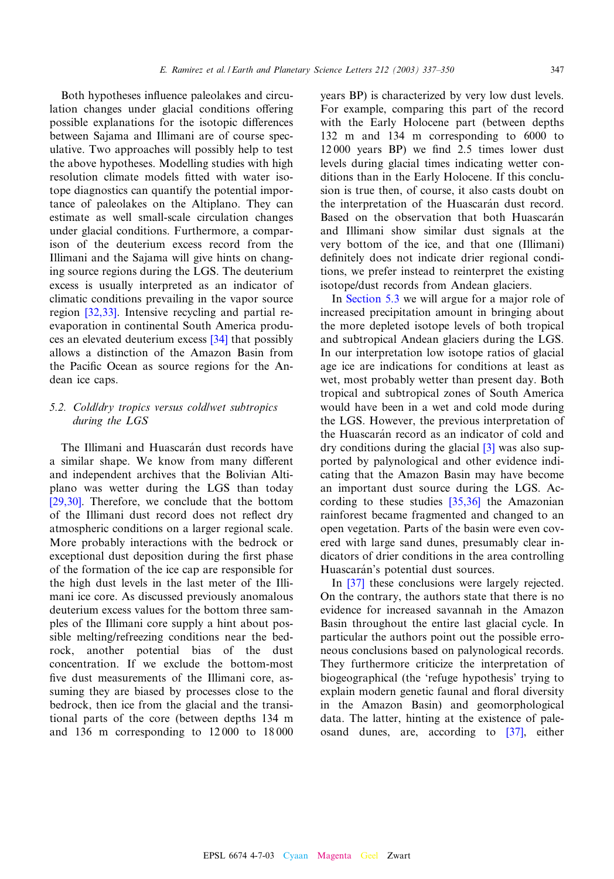Both hypotheses influence paleolakes and circulation changes under glacial conditions offering possible explanations for the isotopic differences between Sajama and Illimani are of course speculative. Two approaches will possibly help to test the above hypotheses. Modelling studies with high resolution climate models fitted with water isotope diagnostics can quantify the potential importance of paleolakes on the Altiplano. They can estimate as well small-scale circulation changes under glacial conditions. Furthermore, a comparison of the deuterium excess record from the Illimani and the Sajama will give hints on changing source regions during the LGS. The deuterium excess is usually interpreted as an indicator of climatic conditions prevailing in the vapor source region [32,33]. Intensive recycling and partial re-evaporation in continental South America produces an elevated deuterium excess [34] that possibly allows a distinction of the Amazon Basin from the Pacific Ocean as source regions for the Andean ice caps.

### 5.2. Cold/dry tropics versus cold/wet subtropics during the LGS

The Illimani and Huascarán dust records have a similar shape. We know from many different and independent archives that the Bolivian Altiplano was wetter during the LGS than today [29,30]. Therefore, we conclude that the bottom of the Illimani dust record does not reflect dry atmospheric conditions on a larger regional scale. More probably interactions with the bedrock or exceptional dust deposition during the first phase of the formation of the ice cap are responsible for the high dust levels in the last meter of the Illimani ice core. As discussed previously anomalous deuterium excess values for the bottom three samples of the Illimani core supply a hint about possible melting/refreezing conditions near the bedrock, another potential bias of the dust concentration. If we exclude the bottom-most five dust measurements of the Illimani core, assuming they are biased by processes close to the bedrock, then ice from the glacial and the transitional parts of the core (between depths 134 m and 136 m corresponding to 12 000 to 18 000 years BP) is characterized by very low dust levels. For example, comparing this part of the record with the Early Holocene part (between depths 132 m and 134 m corresponding to 6000 to 12 000 years BP) we find 2.5 times lower dust levels during glacial times indicating wetter conditions than in the Early Holocene. If this conclusion is true then, of course, it also casts doubt on the interpretation of the Huascarán dust record. Based on the observation that both Huascarán and Illimani show similar dust signals at the very bottom of the ice, and that one (Illimani) definitely does not indicate drier regional conditions, we prefer instead to reinterpret the existing isotope/dust records from Andean glaciers.

In Section 5.3 we will argue for a major role of increased precipitation amount in bringing about the more depleted isotope levels of both tropical and subtropical Andean glaciers during the LGS. In our interpretation low isotope ratios of glacial age ice are indications for conditions at least as wet, most probably wetter than present day. Both tropical and subtropical zones of South America would have been in a wet and cold mode during the LGS. However, the previous interpretation of the Huascarán record as an indicator of cold and dry conditions during the glacial [3] was also supported by palynological and other evidence indicating that the Amazon Basin may have become an important dust source during the LGS. According to these studies [35,36] the Amazonian rainforest became fragmented and changed to an open vegetation. Parts of the basin were even covered with large sand dunes, presumably clear indicators of drier conditions in the area controlling Huascarán's potential dust sources.

In [37] these conclusions were largely rejected. On the contrary, the authors state that there is no evidence for increased savannah in the Amazon Basin throughout the entire last glacial cycle. In particular the authors point out the possible erroneous conclusions based on palynological records. They furthermore criticize the interpretation of biogeographical (the 'refuge hypothesis' trying to explain modern genetic faunal and floral diversity in the Amazon Basin) and geomorphological data. The latter, hinting at the existence of paleosand dunes, are, according to [37], either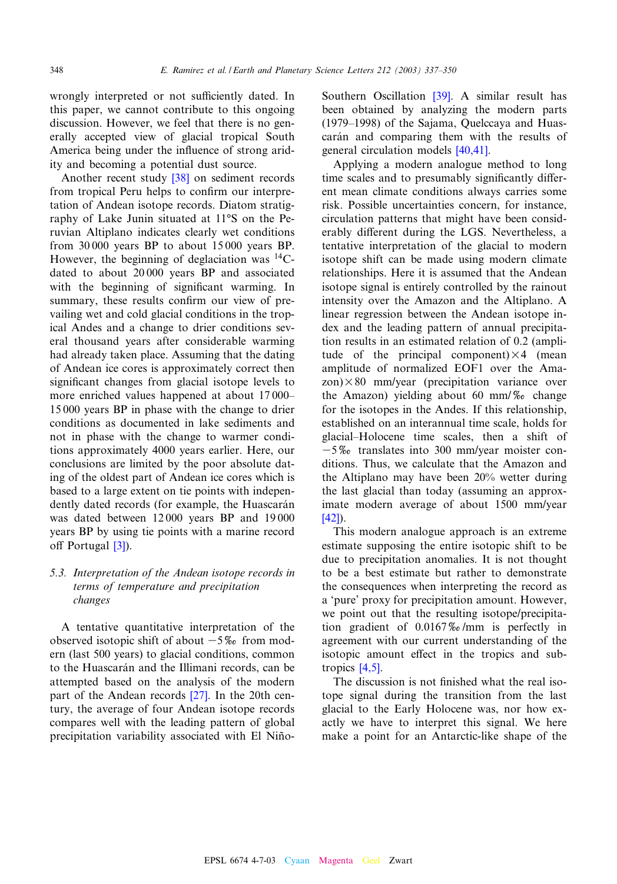wrongly interpreted or not sufficiently dated. In this paper, we cannot contribute to this ongoing discussion. However, we feel that there is no generally accepted view of glacial tropical South America being under the influence of strong aridity and becoming a potential dust source.

Another recent study [38] on sediment records from tropical Peru helps to confirm our interpretation of Andean isotope records. Diatom stratigraphy of Lake Junin situated at 11°S on the Peruvian Altiplano indicates clearly wet conditions from 30 000 years BP to about 15 000 years BP. However, the beginning of deglaciation was $^{14}C$-dated to about 20 000 years BP and associated with the beginning of significant warming. In summary, these results confirm our view of prevailing wet and cold glacial conditions in the tropical Andes and a change to drier conditions several thousand years after considerable warming had already taken place. Assuming that the dating of Andean ice cores is approximately correct then significant changes from glacial isotope levels to more enriched values happened at about 17 000–15 000 years BP in phase with the change to drier conditions as documented in lake sediments and not in phase with the change to warmer conditions approximately 4000 years earlier. Here, our conclusions are limited by the poor absolute dating of the oldest part of Andean ice cores which is based to a large extent on tie points with independently dated records (for example, the Huascarán was dated between 12 000 years BP and 19 000 years BP by using tie points with a marine record off Portugal [3]).

### 5.3. Interpretation of the Andean isotope records in terms of temperature and precipitation changes

A tentative quantitative interpretation of the observed isotopic shift of about −5‰ from modern (last 500 years) to glacial conditions, common to the Huascarán and the Illimani records, can be attempted based on the analysis of the modern part of the Andean records [27]. In the 20th century, the average of four Andean isotope records compares well with the leading pattern of global precipitation variability associated with El Niño-Southern Oscillation [39]. A similar result has been obtained by analyzing the modern parts (1979–1998) of the Sajama, Quelccaya and Huascarán and comparing them with the results of general circulation models [40,41].

Applying a modern analogue method to long time scales and to presumably significantly different mean climate conditions always carries some risk. Possible uncertainties concern, for instance, circulation patterns that might have been considerably different during the LGS. Nevertheless, a tentative interpretation of the glacial to modern isotope shift can be made using modern climate relationships. Here it is assumed that the Andean isotope signal is entirely controlled by the rainout intensity over the Amazon and the Altiplano. A linear regression between the Andean isotope index and the leading pattern of annual precipitation results in an estimated relation of 0.2 (amplitude of the principal component)×4 (mean amplitude of normalized EOF1 over the Amazon)×80 mm/year (precipitation variance over the Amazon) yielding about 60 mm/‰ change for the isotopes in the Andes. If this relationship, established on an interannual time scale, holds for glacial–Holocene time scales, then a shift of −5‰ translates into 300 mm/year moister conditions. Thus, we calculate that the Amazon and the Altiplano may have been 20% wetter during the last glacial than today (assuming an approximate modern average of about 1500 mm/year [42]).

This modern analogue approach is an extreme estimate supposing the entire isotopic shift to be due to precipitation anomalies. It is not thought to be a best estimate but rather to demonstrate the consequences when interpreting the record as a 'pure' proxy for precipitation amount. However, we point out that the resulting isotope/precipitation gradient of 0.0167‰/mm is perfectly in agreement with our current understanding of the isotopic amount effect in the tropics and subtropics [4,5].

The discussion is not finished what the real isotope signal during the transition from the last glacial to the Early Holocene was, nor how exactly we have to interpret this signal. We here make a point for an Antarctic-like shape of the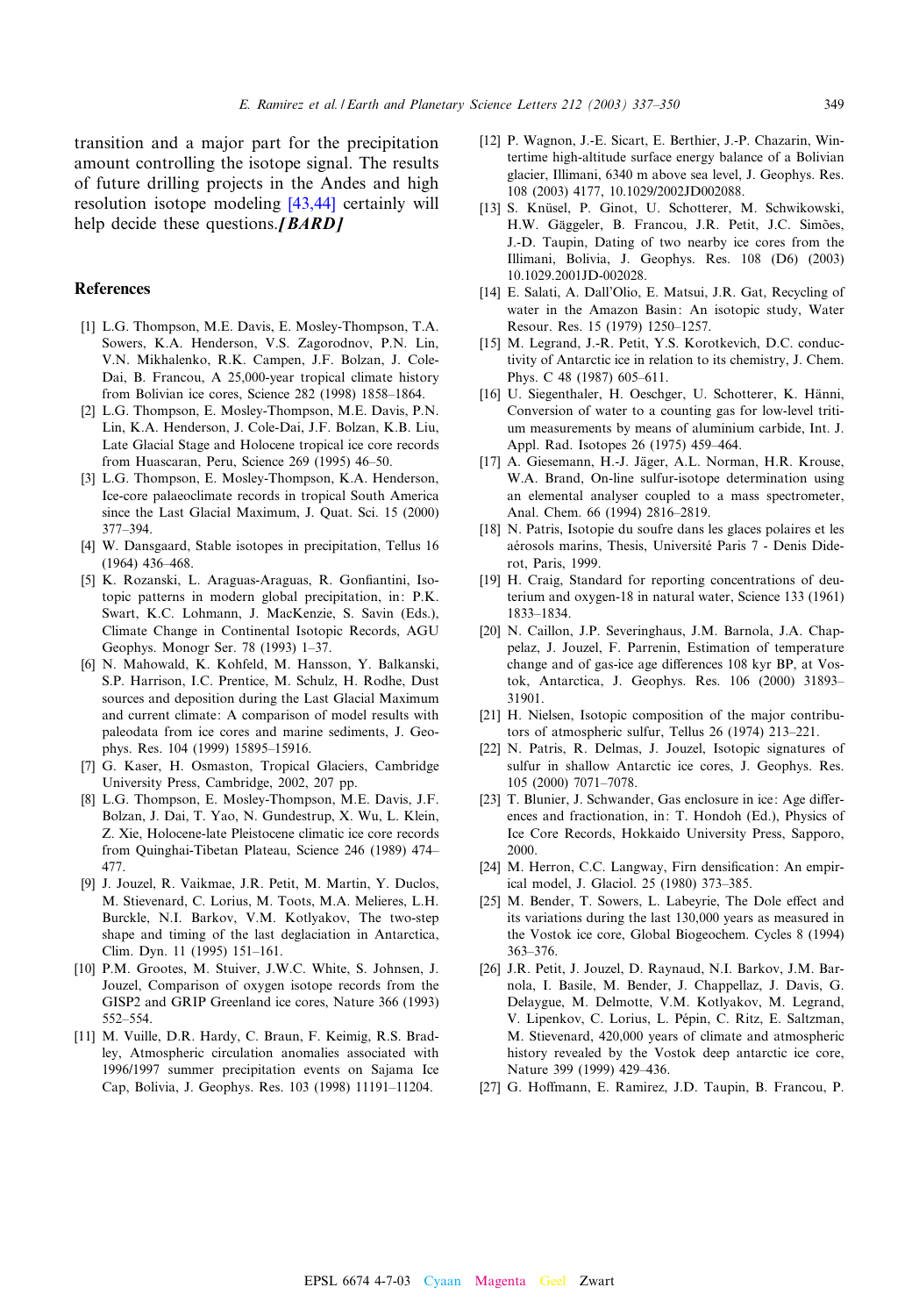transition and a major part for the precipitation amount controlling the isotope signal. The results of future drilling projects in the Andes and high resolution isotope modeling [43,44] certainly will help decide these questions.***[BARD]***

## References

[1] L.G. Thompson, M.E. Davis, E. Mosley-Thompson, T.A. Sowers, K.A. Henderson, V.S. Zagorodnov, P.N. Lin, V.N. Mikhalenko, R.K. Campen, J.F. Bolzan, J. Cole-Dai, B. Francou, A 25,000-year tropical climate history from Bolivian ice cores, Science 282 (1998) 1858–1864.

[2] L.G. Thompson, E. Mosley-Thompson, M.E. Davis, P.N. Lin, K.A. Henderson, J. Cole-Dai, J.F. Bolzan, K.B. Liu, Late Glacial Stage and Holocene tropical ice core records from Huascaran, Peru, Science 269 (1995) 46–50.

[3] L.G. Thompson, E. Mosley-Thompson, K.A. Henderson, Ice-core palaeoclimate records in tropical South America since the Last Glacial Maximum, J. Quat. Sci. 15 (2000) 377–394.

[4] W. Dansgaard, Stable isotopes in precipitation, Tellus 16 (1964) 436–468.

[5] K. Rozanski, L. Araguas-Araguas, R. Gonfiantini, Isotopic patterns in modern global precipitation, in: P.K. Swart, K.C. Lohmann, J. MacKenzie, S. Savin (Eds.), Climate Change in Continental Isotopic Records, AGU Geophys. Monogr Ser. 78 (1993) 1–37.

[6] N. Mahowald, K. Kohfeld, M. Hansson, Y. Balkanski, S.P. Harrison, I.C. Prentice, M. Schulz, H. Rodhe, Dust sources and deposition during the Last Glacial Maximum and current climate: A comparison of model results with paleodata from ice cores and marine sediments, J. Geophys. Res. 104 (1999) 15895–15916.

[7] G. Kaser, H. Osmaston, Tropical Glaciers, Cambridge University Press, Cambridge, 2002, 207 pp.

[8] L.G. Thompson, E. Mosley-Thompson, M.E. Davis, J.F. Bolzan, J. Dai, T. Yao, N. Gundestrup, X. Wu, L. Klein, Z. Xie, Holocene-late Pleistocene climatic ice core records from Quinghai-Tibetan Plateau, Science 246 (1989) 474–477.

[9] J. Jouzel, R. Vaikmae, J.R. Petit, M. Martin, Y. Duclos, M. Stievenard, C. Lorius, M. Toots, M.A. Melieres, L.H. Burckle, N.I. Barkov, V.M. Kotlyakov, The two-step shape and timing of the last deglaciation in Antarctica, Clim. Dyn. 11 (1995) 151–161.

[10] P.M. Grootes, M. Stuiver, J.W.C. White, S. Johnsen, J. Jouzel, Comparison of oxygen isotope records from the GISP2 and GRIP Greenland ice cores, Nature 366 (1993) 552–554.

[11] M. Vuille, D.R. Hardy, C. Braun, F. Keimig, R.S. Bradley, Atmospheric circulation anomalies associated with 1996/1997 summer precipitation events on Sajama Ice Cap, Bolivia, J. Geophys. Res. 103 (1998) 11191–11204.

[12] P. Wagnon, J.-E. Sicart, E. Berthier, J.-P. Chazarin, Wintertime high-altitude surface energy balance of a Bolivian glacier, Illimani, 6340 m above sea level, J. Geophys. Res. 108 (2003) 4177, 10.1029/2002JD002088.

[13] S. Knüsel, P. Ginot, U. Schotterer, M. Schwikowski, H.W. Gäggeler, B. Francou, J.R. Petit, J.C. Simões, J.-D. Taupin, Dating of two nearby ice cores from the Illimani, Bolivia, J. Geophys. Res. 108 (D6) (2003) 10.1029.2001JD-002028.

[14] E. Salati, A. Dall'Olio, E. Matsui, J.R. Gat, Recycling of water in the Amazon Basin: An isotopic study, Water Resour. Res. 15 (1979) 1250–1257.

[15] M. Legrand, J.-R. Petit, Y.S. Korotkevich, D.C. conductivity of Antarctic ice in relation to its chemistry, J. Chem. Phys. C 48 (1987) 605–611.

[16] U. Siegenthaler, H. Oeschger, U. Schotterer, K. Hänni, Conversion of water to a counting gas for low-level tritium measurements by means of aluminium carbide, Int. J. Appl. Rad. Isotopes 26 (1975) 459–464.

[17] A. Giesemann, H.-J. Jäger, A.L. Norman, H.R. Krouse, W.A. Brand, On-line sulfur-isotope determination using an elemental analyser coupled to a mass spectrometer, Anal. Chem. 66 (1994) 2816–2819.

[18] N. Patris, Isotopie du soufre dans les glaces polaires et les aérosols marins, Thesis, Université Paris 7 - Denis Diderot, Paris, 1999.

[19] H. Craig, Standard for reporting concentrations of deuterium and oxygen-18 in natural water, Science 133 (1961) 1833–1834.

[20] N. Caillon, J.P. Severinghaus, J.M. Barnola, J.A. Chappelaz, J. Jouzel, F. Parrenin, Estimation of temperature change and of gas-ice age differences 108 kyr BP, at Vostok, Antarctica, J. Geophys. Res. 106 (2000) 31893–31901.

[21] H. Nielsen, Isotopic composition of the major contributors of atmospheric sulfur, Tellus 26 (1974) 213–221.

[22] N. Patris, R. Delmas, J. Jouzel, Isotopic signatures of sulfur in shallow Antarctic ice cores, J. Geophys. Res. 105 (2000) 7071–7078.

[23] T. Blunier, J. Schwander, Gas enclosure in ice: Age differences and fractionation, in: T. Hondoh (Ed.), Physics of Ice Core Records, Hokkaido University Press, Sapporo, 2000.

[24] M. Herron, C.C. Langway, Firn densification: An empirical model, J. Glaciol. 25 (1980) 373–385.

[25] M. Bender, T. Sowers, L. Labeyrie, The Dole effect and its variations during the last 130,000 years as measured in the Vostok ice core, Global Biogeochem. Cycles 8 (1994) 363–376.

[26] J.R. Petit, J. Jouzel, D. Raynaud, N.I. Barkov, J.M. Barnola, I. Basile, M. Bender, J. Chappellaz, J. Davis, G. Delaygue, M. Delmotte, V.M. Kotlyakov, M. Legrand, V. Lipenkov, C. Lorius, L. Pépin, C. Ritz, E. Saltzman, M. Stievenard, 420,000 years of climate and atmospheric history revealed by the Vostok deep antarctic ice core, Nature 399 (1999) 429–436.

[27] G. Hoffmann, E. Ramirez, J.D. Taupin, B. Francou, P.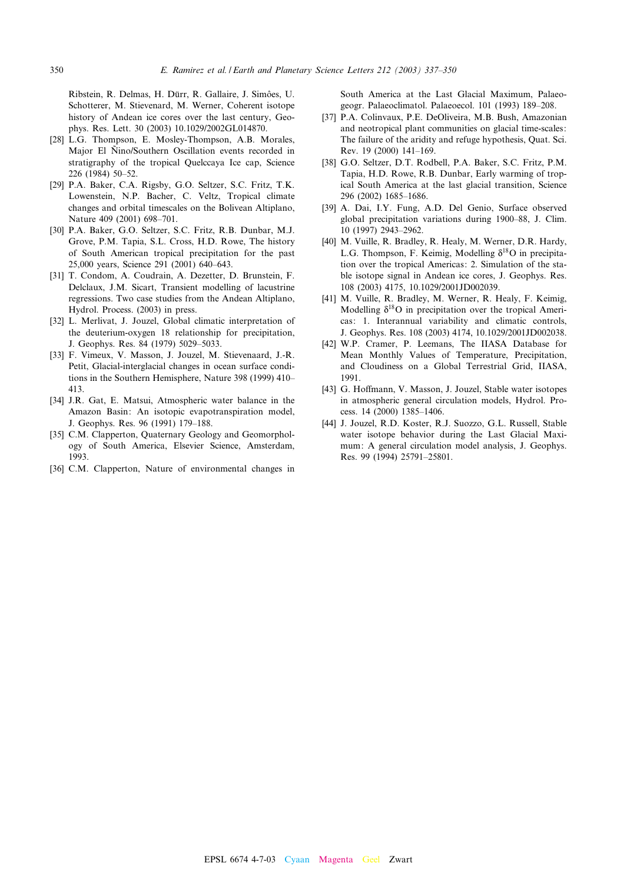Ribstein, R. Delmas, H. Dürr, R. Gallaire, J. Simôes, U. Schotterer, M. Stievenard, M. Werner, Coherent isotope history of Andean ice cores over the last century, Geophys. Res. Lett. 30 (2003) 10.1029/2002GL014870.

[28] L.G. Thompson, E. Mosley-Thompson, A.B. Morales, Major El Ñino/Southern Oscillation events recorded in stratigraphy of the tropical Quelccaya Ice cap, Science 226 (1984) 50–52.

[29] P.A. Baker, C.A. Rigsby, G.O. Seltzer, S.C. Fritz, T.K. Lowenstein, N.P. Bacher, C. Veltz, Tropical climate changes and orbital timescales on the Bolivean Altiplano, Nature 409 (2001) 698–701.

[30] P.A. Baker, G.O. Seltzer, S.C. Fritz, R.B. Dunbar, M.J. Grove, P.M. Tapia, S.L. Cross, H.D. Rowe, The history of South American tropical precipitation for the past 25,000 years, Science 291 (2001) 640–643.

[31] T. Condom, A. Coudrain, A. Dezetter, D. Brunstein, F. Delclaux, J.M. Sicart, Transient modelling of lacustrine regressions. Two case studies from the Andean Altiplano, Hydrol. Process. (2003) in press.

[32] L. Merlivat, J. Jouzel, Global climatic interpretation of the deuterium-oxygen 18 relationship for precipitation, J. Geophys. Res. 84 (1979) 5029–5033.

[33] F. Vimeux, V. Masson, J. Jouzel, M. Stievenaard, J.-R. Petit, Glacial-interglacial changes in ocean surface conditions in the Southern Hemisphere, Nature 398 (1999) 410–413.

[34] J.R. Gat, E. Matsui, Atmospheric water balance in the Amazon Basin: An isotopic evapotranspiration model, J. Geophys. Res. 96 (1991) 179–188.

[35] C.M. Clapperton, Quaternary Geology and Geomorphology of South America, Elsevier Science, Amsterdam, 1993.

[36] C.M. Clapperton, Nature of environmental changes in South America at the Last Glacial Maximum, Palaeogeogr. Palaeoclimatol. Palaeoecol. 101 (1993) 189–208.

[37] P.A. Colinvaux, P.E. DeOliveira, M.B. Bush, Amazonian and neotropical plant communities on glacial time-scales: The failure of the aridity and refuge hypothesis, Quat. Sci. Rev. 19 (2000) 141–169.

[38] G.O. Seltzer, D.T. Rodbell, P.A. Baker, S.C. Fritz, P.M. Tapia, H.D. Rowe, R.B. Dunbar, Early warming of tropical South America at the last glacial transition, Science 296 (2002) 1685–1686.

[39] A. Dai, I.Y. Fung, A.D. Del Genio, Surface observed global precipitation variations during 1900–88, J. Clim. 10 (1997) 2943–2962.

[40] M. Vuille, R. Bradley, R. Healy, M. Werner, D.R. Hardy, L.G. Thompson, F. Keimig, Modelling $\delta^{18}O$ in precipitation over the tropical Americas: 2. Simulation of the stable isotope signal in Andean ice cores, J. Geophys. Res. 108 (2003) 4175, 10.1029/2001JD002039.

[41] M. Vuille, R. Bradley, M. Werner, R. Healy, F. Keimig, Modelling $\delta^{18}O$ in precipitation over the tropical Americas: 1. Interannual variability and climatic controls, J. Geophys. Res. 108 (2003) 4174, 10.1029/2001JD002038.

[42] W.P. Cramer, P. Leemans, The IIASA Database for Mean Monthly Values of Temperature, Precipitation, and Cloudiness on a Global Terrestrial Grid, IIASA, 1991.

[43] G. Hoffmann, V. Masson, J. Jouzel, Stable water isotopes in atmospheric general circulation models, Hydrol. Process. 14 (2000) 1385–1406.

[44] J. Jouzel, R.D. Koster, R.J. Suozzo, G.L. Russell, Stable water isotope behavior during the Last Glacial Maximum: A general circulation model analysis, J. Geophys. Res. 99 (1994) 25791–25801.